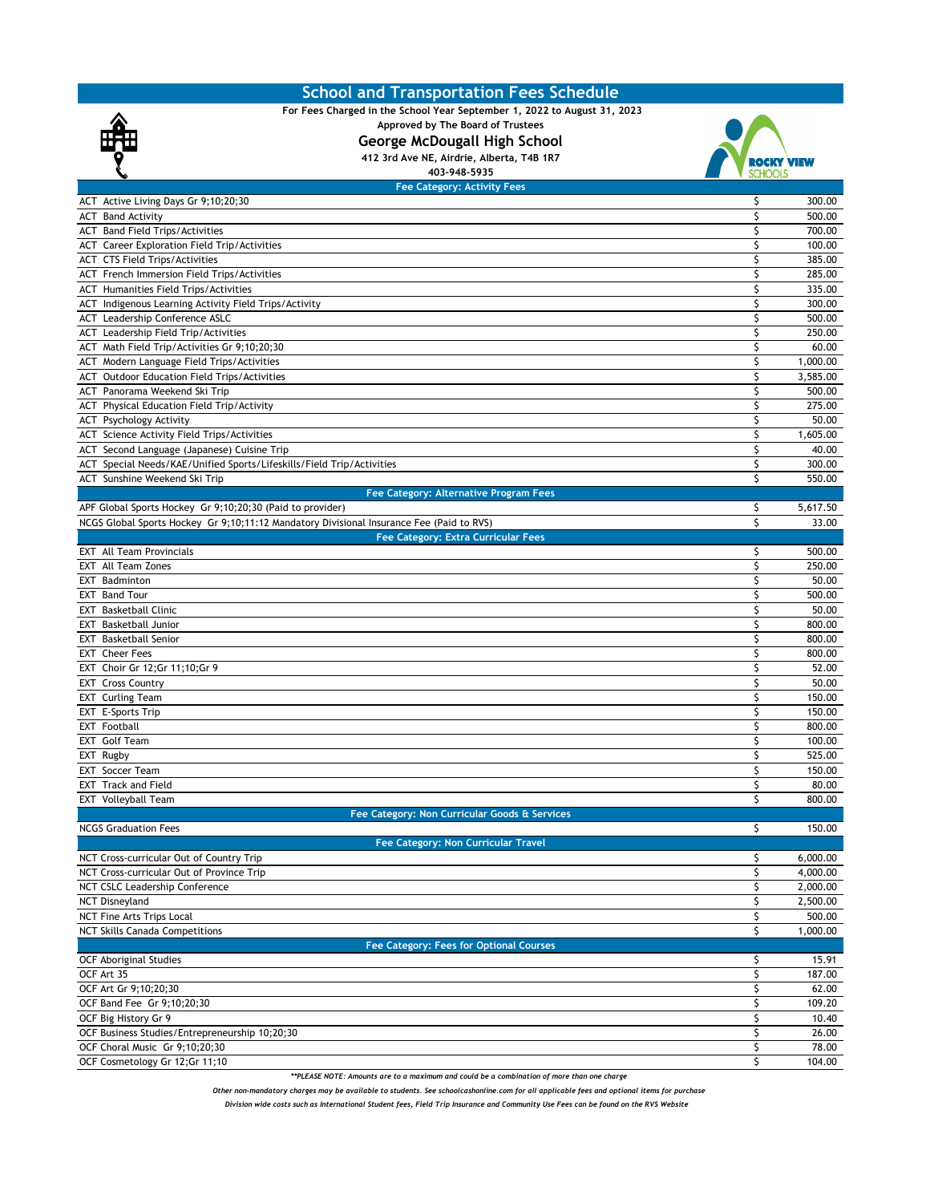# School and Transportation Fees Schedule

**For Fees Charged in the School Year September 1, 2022 to August 31, 2023**

**Approved by The Board of Trustees**

## George McDougall High School

**412 3rd Ave NE, Airdrie, Alberta, T4B 1R7**

**403-948-5935**

| Fee | | Amount |
|---|---|---|
| **Fee Category: Activity Fees** | | |
| ACT Active Living Days Gr 9;10;20;30 | $ | 300.00 |
| ACT Band Activity | $ | 500.00 |
| ACT Band Field Trips/Activities | $ | 700.00 |
| ACT Career Exploration Field Trip/Activities | $ | 100.00 |
| ACT CTS Field Trips/Activities | $ | 385.00 |
| ACT French Immersion Field Trips/Activities | $ | 285.00 |
| ACT Humanities Field Trips/Activities | $ | 335.00 |
| ACT Indigenous Learning Activity Field Trips/Activity | $ | 300.00 |
| ACT Leadership Conference ASLC | $ | 500.00 |
| ACT Leadership Field Trip/Activities | $ | 250.00 |
| ACT Math Field Trip/Activities Gr 9;10;20;30 | $ | 60.00 |
| ACT Modern Language Field Trips/Activities | $ | 1,000.00 |
| ACT Outdoor Education Field Trips/Activities | $ | 3,585.00 |
| ACT Panorama Weekend Ski Trip | $ | 500.00 |
| ACT Physical Education Field Trip/Activity | $ | 275.00 |
| ACT Psychology Activity | $ | 50.00 |
| ACT Science Activity Field Trips/Activities | $ | 1,605.00 |
| ACT Second Language (Japanese) Cuisine Trip | $ | 40.00 |
| ACT Special Needs/KAE/Unified Sports/Lifeskills/Field Trip/Activities | $ | 300.00 |
| ACT Sunshine Weekend Ski Trip | $ | 550.00 |
| **Fee Category: Alternative Program Fees** | | |
| APF Global Sports Hockey Gr 9;10;20;30 (Paid to provider) | $ | 5,617.50 |
| NCGS Global Sports Hockey Gr 9;10;11:12 Mandatory Divisional Insurance Fee (Paid to RVS) | $ | 33.00 |
| **Fee Category: Extra Curricular Fees** | | |
| EXT All Team Provincials | $ | 500.00 |
| EXT All Team Zones | $ | 250.00 |
| EXT Badminton | $ | 50.00 |
| EXT Band Tour | $ | 500.00 |
| EXT Basketball Clinic | $ | 50.00 |
| EXT Basketball Junior | $ | 800.00 |
| EXT Basketball Senior | $ | 800.00 |
| EXT Cheer Fees | $ | 800.00 |
| EXT Choir Gr 12;Gr 11;10;Gr 9 | $ | 52.00 |
| EXT Cross Country | $ | 50.00 |
| EXT Curling Team | $ | 150.00 |
| EXT E-Sports Trip | $ | 150.00 |
| EXT Football | $ | 800.00 |
| EXT Golf Team | $ | 100.00 |
| EXT Rugby | $ | 525.00 |
| EXT Soccer Team | $ | 150.00 |
| EXT Track and Field | $ | 80.00 |
| EXT Volleyball Team | $ | 800.00 |
| **Fee Category: Non Curricular Goods & Services** | | |
| NCGS Graduation Fees | $ | 150.00 |
| **Fee Category: Non Curricular Travel** | | |
| NCT Cross-curricular Out of Country Trip | $ | 6,000.00 |
| NCT Cross-curricular Out of Province Trip | $ | 4,000.00 |
| NCT CSLC Leadership Conference | $ | 2,000.00 |
| NCT Disneyland | $ | 2,500.00 |
| NCT Fine Arts Trips Local | $ | 500.00 |
| NCT Skills Canada Competitions | $ | 1,000.00 |
| **Fee Category: Fees for Optional Courses** | | |
| OCF Aboriginal Studies | $ | 15.91 |
| OCF Art 35 | $ | 187.00 |
| OCF Art Gr 9;10;20;30 | $ | 62.00 |
| OCF Band Fee Gr 9;10;20;30 | $ | 109.20 |
| OCF Big History Gr 9 | $ | 10.40 |
| OCF Business Studies/Entrepreneurship 10;20;30 | $ | 26.00 |
| OCF Choral Music Gr 9;10;20;30 | $ | 78.00 |
| OCF Cosmetology Gr 12;Gr 11;10 | $ | 104.00 |

*\*\*PLEASE NOTE: Amounts are to a maximum and could be a combination of more than one charge*

*Other non-mandatory charges may be available to students. See schoolcashonline.com for all applicable fees and optional items for purchase*

*Division wide costs such as International Student fees, Field Trip Insurance and Community Use Fees can be found on the RVS Website*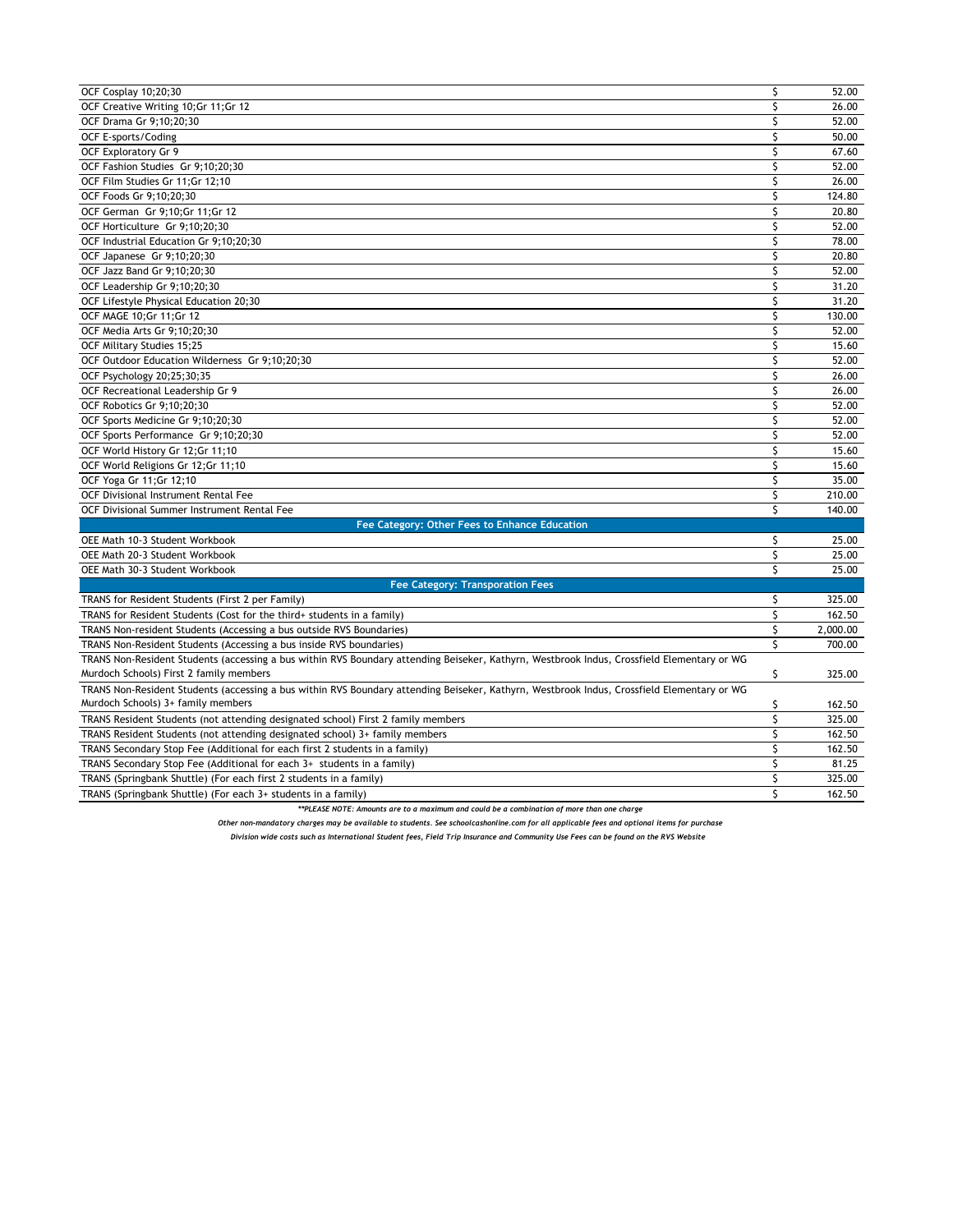| | | |
|---|---|---|
| OCF Cosplay 10;20;30 | $ | 52.00 |
| OCF Creative Writing 10;Gr 11;Gr 12 | $ | 26.00 |
| OCF Drama Gr 9;10;20;30 | $ | 52.00 |
| OCF E-sports/Coding | $ | 50.00 |
| OCF Exploratory Gr 9 | $ | 67.60 |
| OCF Fashion Studies Gr 9;10;20;30 | $ | 52.00 |
| OCF Film Studies Gr 11;Gr 12;10 | $ | 26.00 |
| OCF Foods Gr 9;10;20;30 | $ | 124.80 |
| OCF German Gr 9;10;Gr 11;Gr 12 | $ | 20.80 |
| OCF Horticulture Gr 9;10;20;30 | $ | 52.00 |
| OCF Industrial Education Gr 9;10;20;30 | $ | 78.00 |
| OCF Japanese Gr 9;10;20;30 | $ | 20.80 |
| OCF Jazz Band Gr 9;10;20;30 | $ | 52.00 |
| OCF Leadership Gr 9;10;20;30 | $ | 31.20 |
| OCF Lifestyle Physical Education 20;30 | $ | 31.20 |
| OCF MAGE 10;Gr 11;Gr 12 | $ | 130.00 |
| OCF Media Arts Gr 9;10;20;30 | $ | 52.00 |
| OCF Military Studies 15;25 | $ | 15.60 |
| OCF Outdoor Education Wilderness Gr 9;10;20;30 | $ | 52.00 |
| OCF Psychology 20;25;30;35 | $ | 26.00 |
| OCF Recreational Leadership Gr 9 | $ | 26.00 |
| OCF Robotics Gr 9;10;20;30 | $ | 52.00 |
| OCF Sports Medicine Gr 9;10;20;30 | $ | 52.00 |
| OCF Sports Performance Gr 9;10;20;30 | $ | 52.00 |
| OCF World History Gr 12;Gr 11;10 | $ | 15.60 |
| OCF World Religions Gr 12;Gr 11;10 | $ | 15.60 |
| OCF Yoga Gr 11;Gr 12;10 | $ | 35.00 |
| OCF Divisional Instrument Rental Fee | $ | 210.00 |
| OCF Divisional Summer Instrument Rental Fee | $ | 140.00 |
| **Fee Category: Other Fees to Enhance Education** | | |
| OEE Math 10-3 Student Workbook | $ | 25.00 |
| OEE Math 20-3 Student Workbook | $ | 25.00 |
| OEE Math 30-3 Student Workbook | $ | 25.00 |
| **Fee Category: Transporation Fees** | | |
| TRANS for Resident Students (First 2 per Family) | $ | 325.00 |
| TRANS for Resident Students (Cost for the third+ students in a family) | $ | 162.50 |
| TRANS Non-resident Students (Accessing a bus outside RVS Boundaries) | $ | 2,000.00 |
| TRANS Non-Resident Students (Accessing a bus inside RVS boundaries) | $ | 700.00 |
| TRANS Non-Resident Students (accessing a bus within RVS Boundary attending Beiseker, Kathyrn, Westbrook Indus, Crossfield Elementary or WG Murdoch Schools) First 2 family members | $ | 325.00 |
| TRANS Non-Resident Students (accessing a bus within RVS Boundary attending Beiseker, Kathyrn, Westbrook Indus, Crossfield Elementary or WG Murdoch Schools) 3+ family members | $ | 162.50 |
| TRANS Resident Students (not attending designated school) First 2 family members | $ | 325.00 |
| TRANS Resident Students (not attending designated school) 3+ family members | $ | 162.50 |
| TRANS Secondary Stop Fee (Additional for each first 2 students in a family) | $ | 162.50 |
| TRANS Secondary Stop Fee (Additional for each 3+ students in a family) | $ | 81.25 |
| TRANS (Springbank Shuttle) (For each first 2 students in a family) | $ | 325.00 |
| TRANS (Springbank Shuttle) (For each 3+ students in a family) | $ | 162.50 |

***PLEASE NOTE: Amounts are to a maximum and could be a combination of more than one charge*

*Other non-mandatory charges may be available to students. See schoolcashonline.com for all applicable fees and optional items for purchase*

*Division wide costs such as International Student fees, Field Trip Insurance and Community Use Fees can be found on the RVS Website*